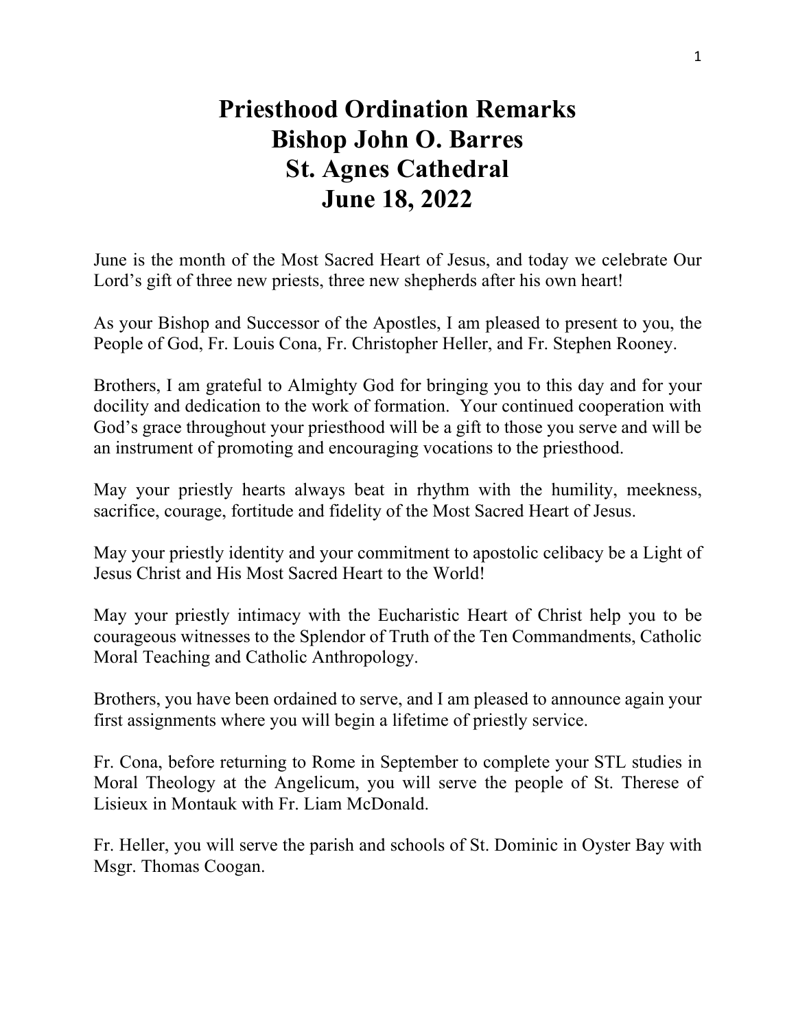# Priesthood Ordination Remarks
# Bishop John O. Barres
# St. Agnes Cathedral
# June 18, 2022

June is the month of the Most Sacred Heart of Jesus, and today we celebrate Our Lord's gift of three new priests, three new shepherds after his own heart!

As your Bishop and Successor of the Apostles, I am pleased to present to you, the People of God, Fr. Louis Cona, Fr. Christopher Heller, and Fr. Stephen Rooney.

Brothers, I am grateful to Almighty God for bringing you to this day and for your docility and dedication to the work of formation. Your continued cooperation with God's grace throughout your priesthood will be a gift to those you serve and will be an instrument of promoting and encouraging vocations to the priesthood.

May your priestly hearts always beat in rhythm with the humility, meekness, sacrifice, courage, fortitude and fidelity of the Most Sacred Heart of Jesus.

May your priestly identity and your commitment to apostolic celibacy be a Light of Jesus Christ and His Most Sacred Heart to the World!

May your priestly intimacy with the Eucharistic Heart of Christ help you to be courageous witnesses to the Splendor of Truth of the Ten Commandments, Catholic Moral Teaching and Catholic Anthropology.

Brothers, you have been ordained to serve, and I am pleased to announce again your first assignments where you will begin a lifetime of priestly service.

Fr. Cona, before returning to Rome in September to complete your STL studies in Moral Theology at the Angelicum, you will serve the people of St. Therese of Lisieux in Montauk with Fr. Liam McDonald.

Fr. Heller, you will serve the parish and schools of St. Dominic in Oyster Bay with Msgr. Thomas Coogan.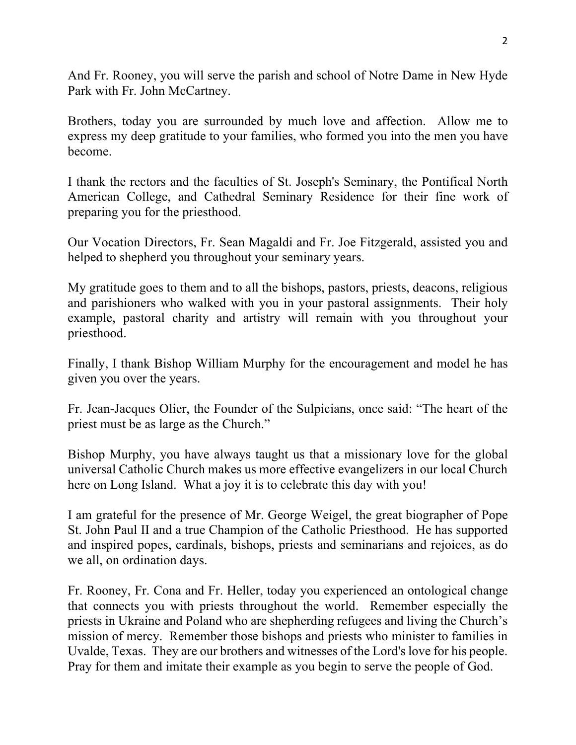And Fr. Rooney, you will serve the parish and school of Notre Dame in New Hyde Park with Fr. John McCartney.

Brothers, today you are surrounded by much love and affection. Allow me to express my deep gratitude to your families, who formed you into the men you have become.

I thank the rectors and the faculties of St. Joseph's Seminary, the Pontifical North American College, and Cathedral Seminary Residence for their fine work of preparing you for the priesthood.

Our Vocation Directors, Fr. Sean Magaldi and Fr. Joe Fitzgerald, assisted you and helped to shepherd you throughout your seminary years.

My gratitude goes to them and to all the bishops, pastors, priests, deacons, religious and parishioners who walked with you in your pastoral assignments. Their holy example, pastoral charity and artistry will remain with you throughout your priesthood.

Finally, I thank Bishop William Murphy for the encouragement and model he has given you over the years.

Fr. Jean-Jacques Olier, the Founder of the Sulpicians, once said: "The heart of the priest must be as large as the Church."

Bishop Murphy, you have always taught us that a missionary love for the global universal Catholic Church makes us more effective evangelizers in our local Church here on Long Island. What a joy it is to celebrate this day with you!

I am grateful for the presence of Mr. George Weigel, the great biographer of Pope St. John Paul II and a true Champion of the Catholic Priesthood. He has supported and inspired popes, cardinals, bishops, priests and seminarians and rejoices, as do we all, on ordination days.

Fr. Rooney, Fr. Cona and Fr. Heller, today you experienced an ontological change that connects you with priests throughout the world. Remember especially the priests in Ukraine and Poland who are shepherding refugees and living the Church's mission of mercy. Remember those bishops and priests who minister to families in Uvalde, Texas. They are our brothers and witnesses of the Lord's love for his people. Pray for them and imitate their example as you begin to serve the people of God.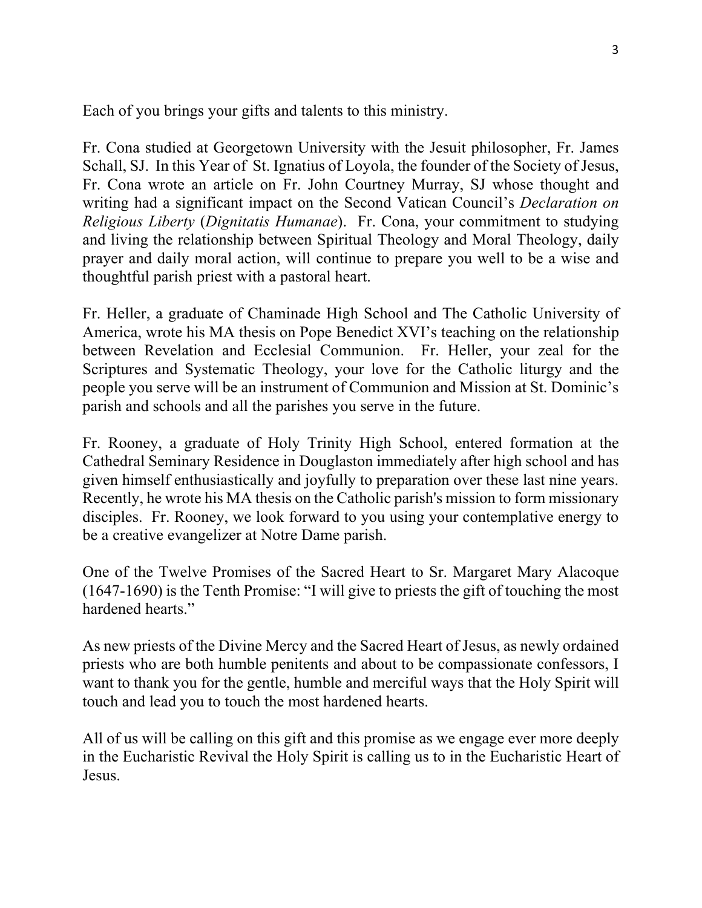Each of you brings your gifts and talents to this ministry.

Fr. Cona studied at Georgetown University with the Jesuit philosopher, Fr. James Schall, SJ. In this Year of St. Ignatius of Loyola, the founder of the Society of Jesus, Fr. Cona wrote an article on Fr. John Courtney Murray, SJ whose thought and writing had a significant impact on the Second Vatican Council's *Declaration on Religious Liberty* (*Dignitatis Humanae*). Fr. Cona, your commitment to studying and living the relationship between Spiritual Theology and Moral Theology, daily prayer and daily moral action, will continue to prepare you well to be a wise and thoughtful parish priest with a pastoral heart.

Fr. Heller, a graduate of Chaminade High School and The Catholic University of America, wrote his MA thesis on Pope Benedict XVI's teaching on the relationship between Revelation and Ecclesial Communion. Fr. Heller, your zeal for the Scriptures and Systematic Theology, your love for the Catholic liturgy and the people you serve will be an instrument of Communion and Mission at St. Dominic's parish and schools and all the parishes you serve in the future.

Fr. Rooney, a graduate of Holy Trinity High School, entered formation at the Cathedral Seminary Residence in Douglaston immediately after high school and has given himself enthusiastically and joyfully to preparation over these last nine years. Recently, he wrote his MA thesis on the Catholic parish's mission to form missionary disciples. Fr. Rooney, we look forward to you using your contemplative energy to be a creative evangelizer at Notre Dame parish.

One of the Twelve Promises of the Sacred Heart to Sr. Margaret Mary Alacoque (1647-1690) is the Tenth Promise: "I will give to priests the gift of touching the most hardened hearts."

As new priests of the Divine Mercy and the Sacred Heart of Jesus, as newly ordained priests who are both humble penitents and about to be compassionate confessors, I want to thank you for the gentle, humble and merciful ways that the Holy Spirit will touch and lead you to touch the most hardened hearts.

All of us will be calling on this gift and this promise as we engage ever more deeply in the Eucharistic Revival the Holy Spirit is calling us to in the Eucharistic Heart of Jesus.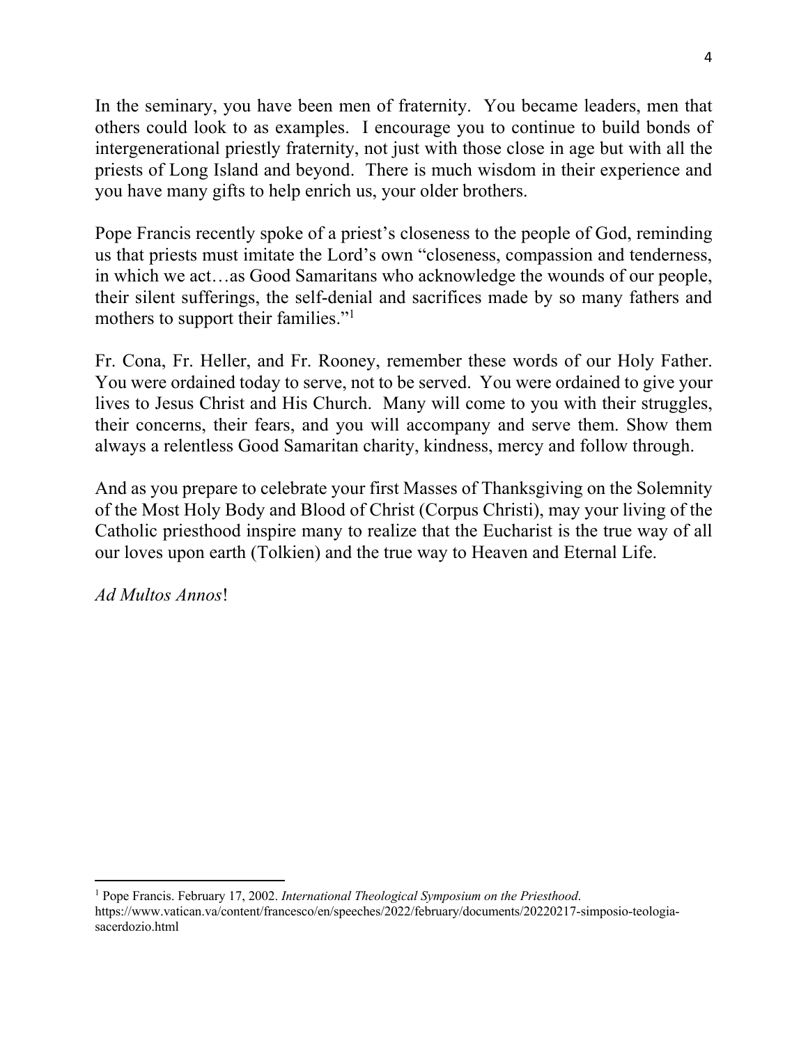In the seminary, you have been men of fraternity. You became leaders, men that others could look to as examples. I encourage you to continue to build bonds of intergenerational priestly fraternity, not just with those close in age but with all the priests of Long Island and beyond. There is much wisdom in their experience and you have many gifts to help enrich us, your older brothers.

Pope Francis recently spoke of a priest's closeness to the people of God, reminding us that priests must imitate the Lord's own "closeness, compassion and tenderness, in which we act…as Good Samaritans who acknowledge the wounds of our people, their silent sufferings, the self-denial and sacrifices made by so many fathers and mothers to support their families."[1]

Fr. Cona, Fr. Heller, and Fr. Rooney, remember these words of our Holy Father. You were ordained today to serve, not to be served. You were ordained to give your lives to Jesus Christ and His Church. Many will come to you with their struggles, their concerns, their fears, and you will accompany and serve them. Show them always a relentless Good Samaritan charity, kindness, mercy and follow through.

And as you prepare to celebrate your first Masses of Thanksgiving on the Solemnity of the Most Holy Body and Blood of Christ (Corpus Christi), may your living of the Catholic priesthood inspire many to realize that the Eucharist is the true way of all our loves upon earth (Tolkien) and the true way to Heaven and Eternal Life.

*Ad Multos Annos*!

---

[1] Pope Francis. February 17, 2002. *International Theological Symposium on the Priesthood*. https://www.vatican.va/content/francesco/en/speeches/2022/february/documents/20220217-simposio-teologia-sacerdozio.html